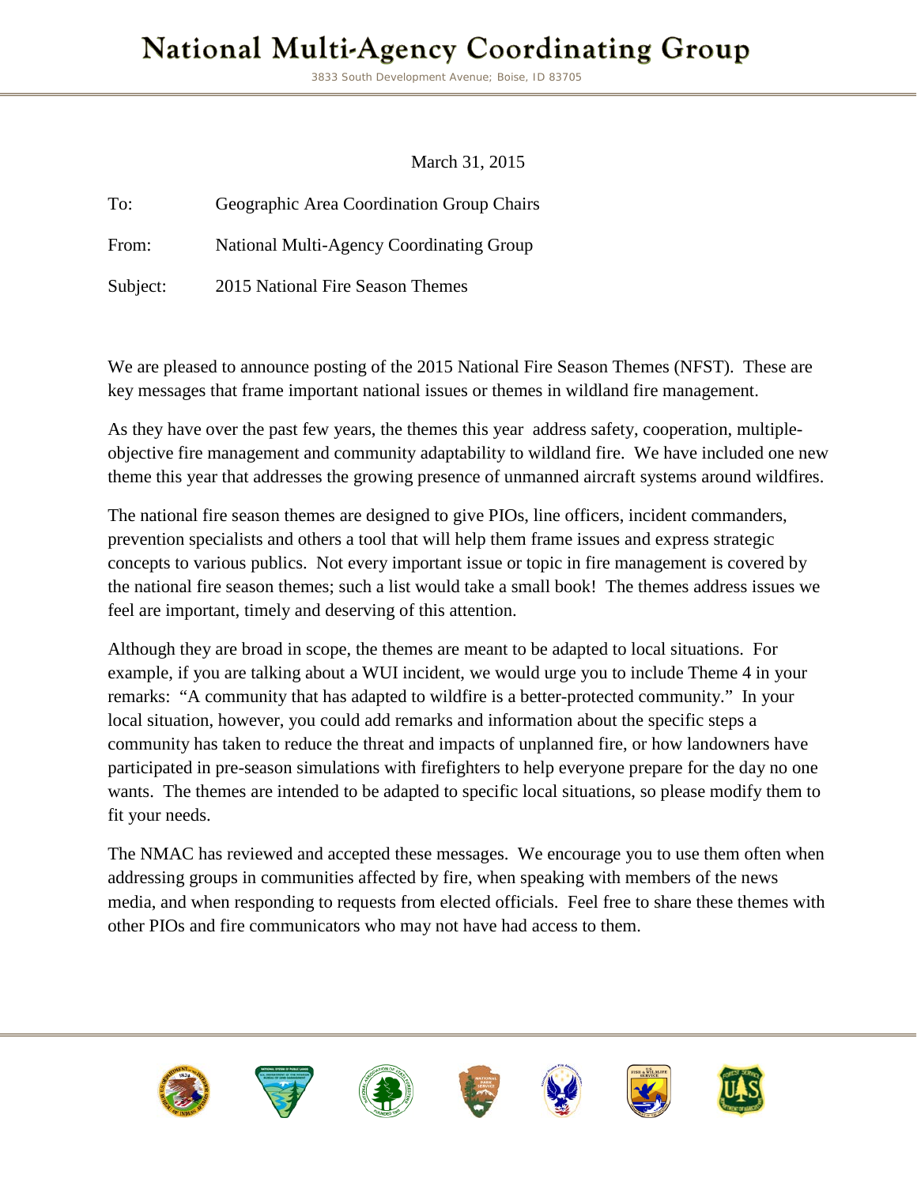# National Multi-Agency Coordinating Group

3833 South Development Avenue; Boise, ID 83705

March 31, 2015

To: Geographic Area Coordination Group Chairs

From: National Multi-Agency Coordinating Group

Subject: 2015 National Fire Season Themes

We are pleased to announce posting of the 2015 National Fire Season Themes (NFST). These are key messages that frame important national issues or themes in wildland fire management.

As they have over the past few years, the themes this year address safety, cooperation, multiple-objective fire management and community adaptability to wildland fire. We have included one new theme this year that addresses the growing presence of unmanned aircraft systems around wildfires.

The national fire season themes are designed to give PIOs, line officers, incident commanders, prevention specialists and others a tool that will help them frame issues and express strategic concepts to various publics. Not every important issue or topic in fire management is covered by the national fire season themes; such a list would take a small book! The themes address issues we feel are important, timely and deserving of this attention.

Although they are broad in scope, the themes are meant to be adapted to local situations. For example, if you are talking about a WUI incident, we would urge you to include Theme 4 in your remarks: "A community that has adapted to wildfire is a better-protected community." In your local situation, however, you could add remarks and information about the specific steps a community has taken to reduce the threat and impacts of unplanned fire, or how landowners have participated in pre-season simulations with firefighters to help everyone prepare for the day no one wants. The themes are intended to be adapted to specific local situations, so please modify them to fit your needs.

The NMAC has reviewed and accepted these messages. We encourage you to use them often when addressing groups in communities affected by fire, when speaking with members of the news media, and when responding to requests from elected officials. Feel free to share these themes with other PIOs and fire communicators who may not have had access to them.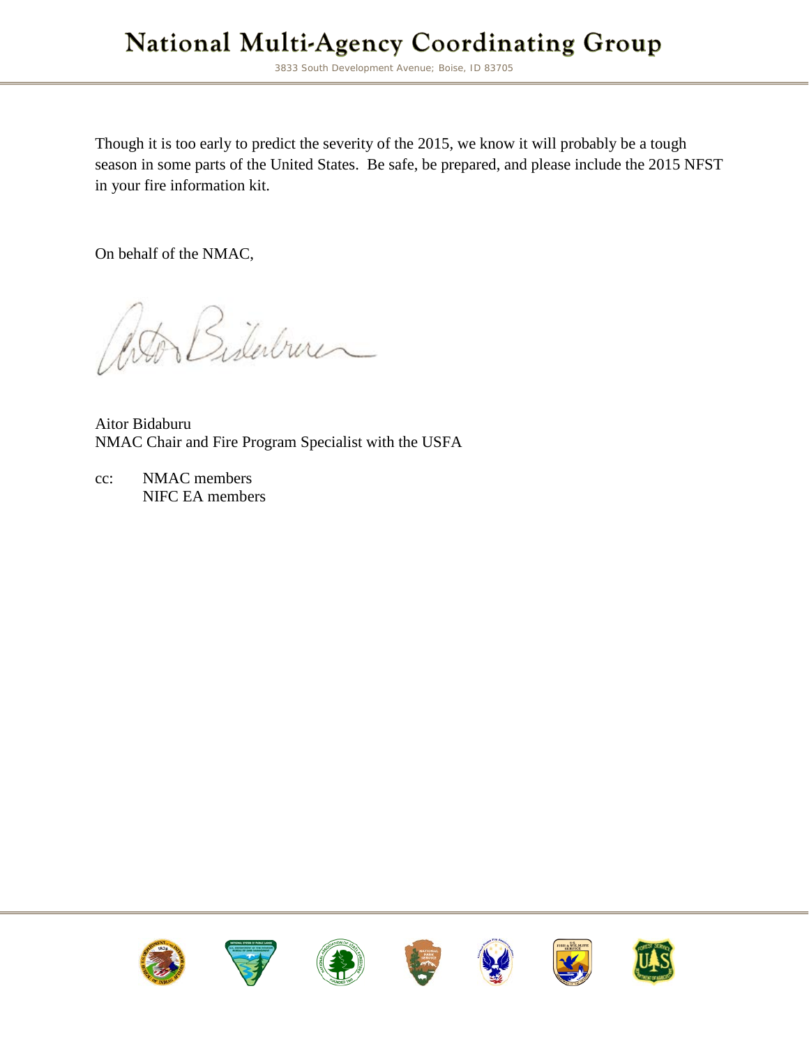Though it is too early to predict the severity of the 2015, we know it will probably be a tough season in some parts of the United States. Be safe, be prepared, and please include the 2015 NFST in your fire information kit.

On behalf of the NMAC,

Aitor Bidaburu
NMAC Chair and Fire Program Specialist with the USFA

cc: NMAC members
NIFC EA members